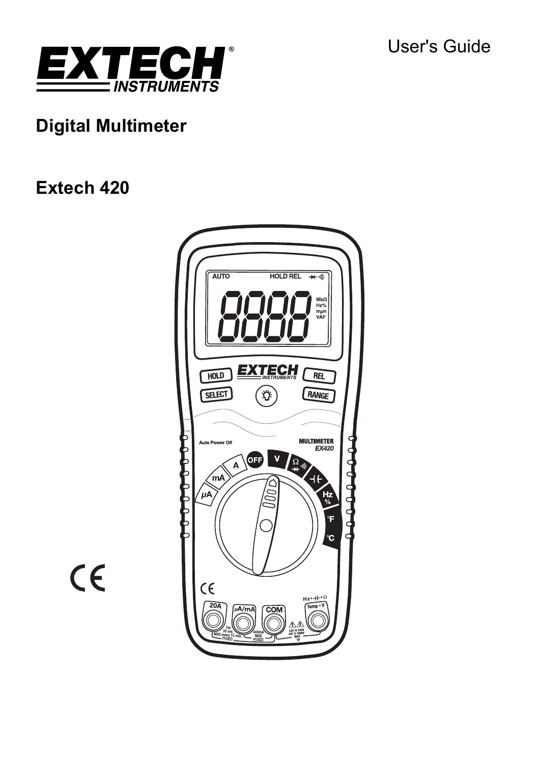User's Guide

# Digital Multimeter

# Extech 420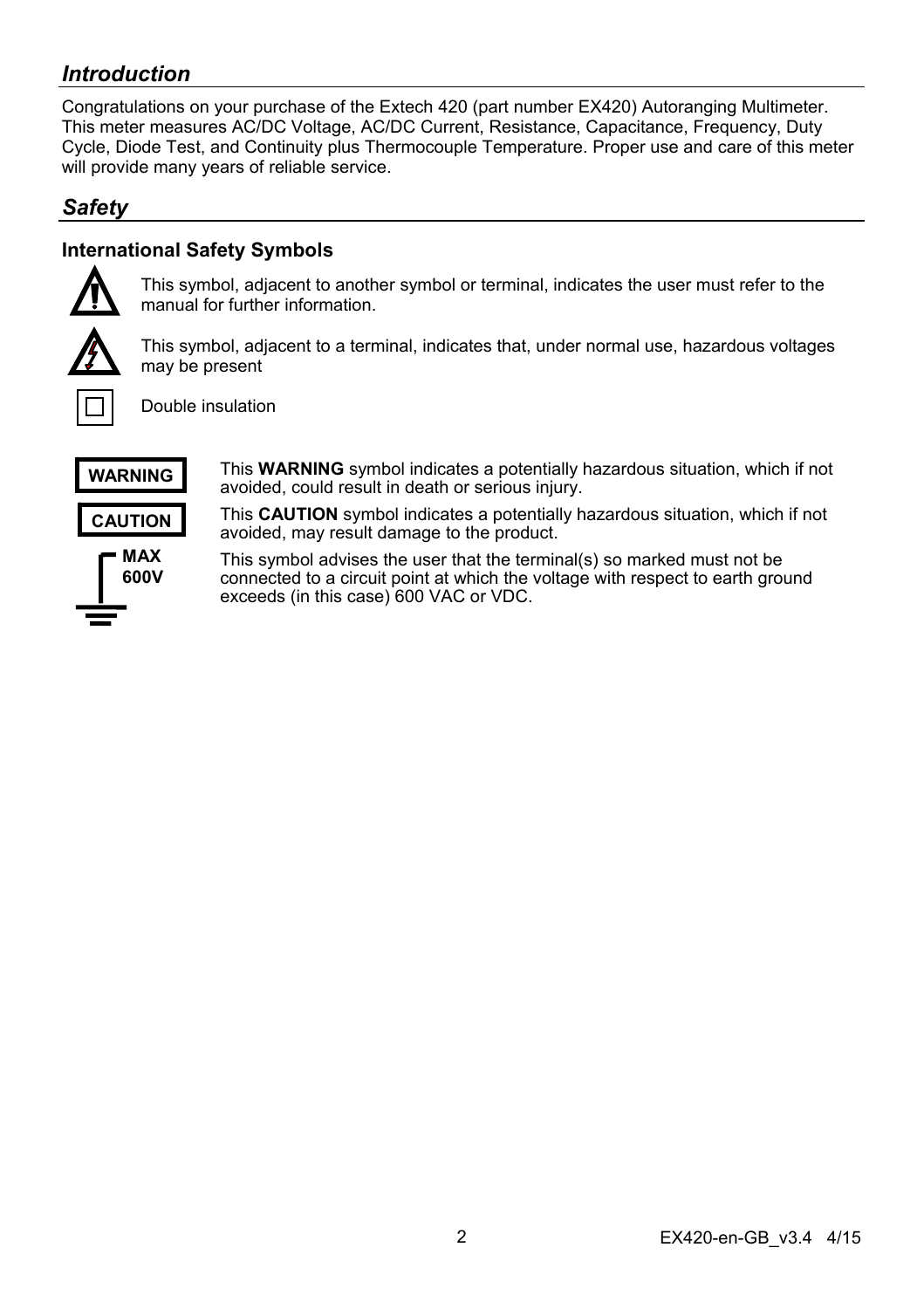## *Introduction*

Congratulations on your purchase of the Extech 420 (part number EX420) Autoranging Multimeter. This meter measures AC/DC Voltage, AC/DC Current, Resistance, Capacitance, Frequency, Duty Cycle, Diode Test, and Continuity plus Thermocouple Temperature. Proper use and care of this meter will provide many years of reliable service.

## *Safety*

### International Safety Symbols

This symbol, adjacent to another symbol or terminal, indicates the user must refer to the manual for further information.

This symbol, adjacent to a terminal, indicates that, under normal use, hazardous voltages may be present

Double insulation

**WARNING** This **WARNING** symbol indicates a potentially hazardous situation, which if not avoided, could result in death or serious injury.

**CAUTION** This **CAUTION** symbol indicates a potentially hazardous situation, which if not avoided, may result damage to the product.

**MAX 600V** This symbol advises the user that the terminal(s) so marked must not be connected to a circuit point at which the voltage with respect to earth ground exceeds (in this case) 600 VAC or VDC.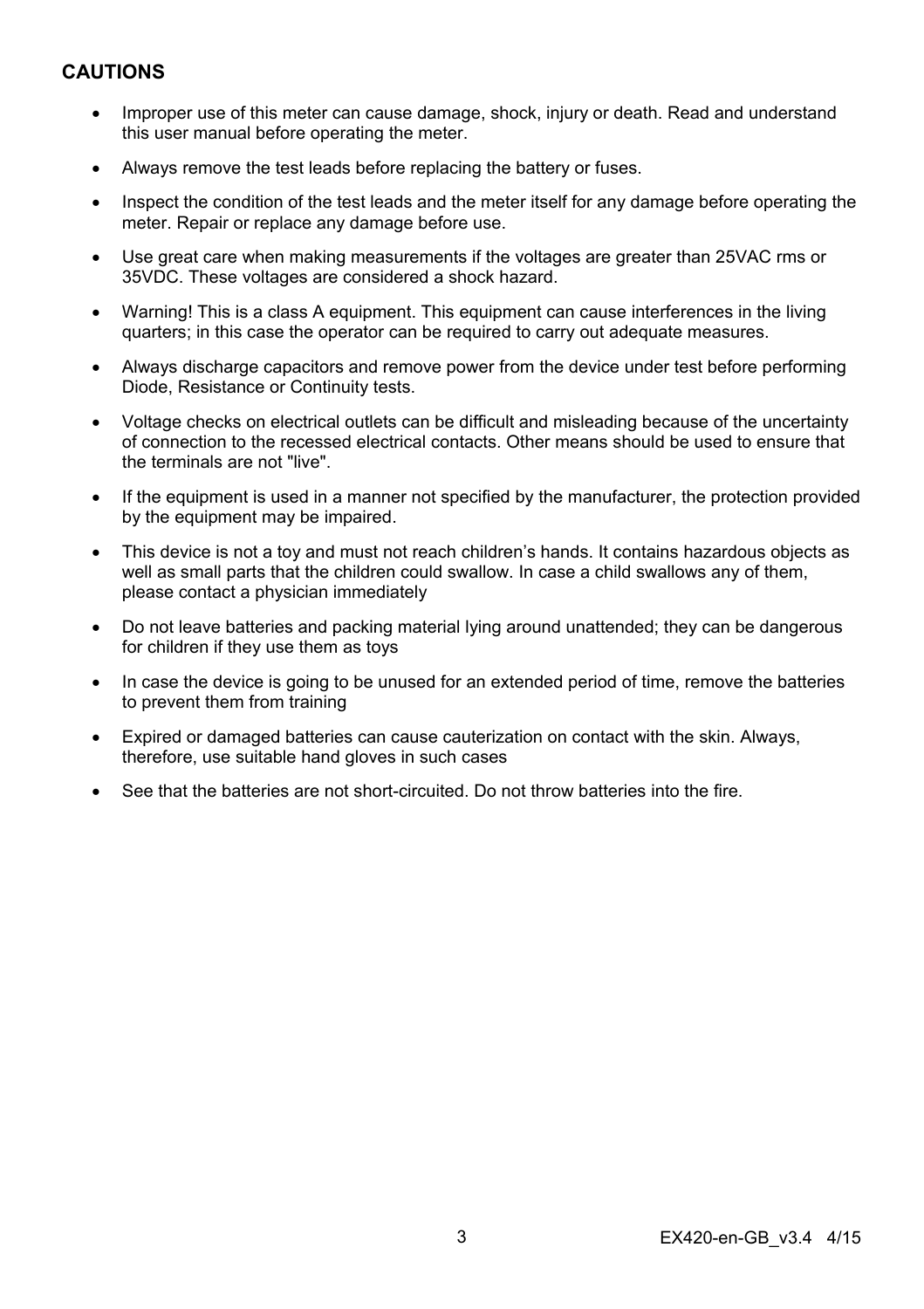## CAUTIONS

- Improper use of this meter can cause damage, shock, injury or death. Read and understand this user manual before operating the meter.
- Always remove the test leads before replacing the battery or fuses.
- Inspect the condition of the test leads and the meter itself for any damage before operating the meter. Repair or replace any damage before use.
- Use great care when making measurements if the voltages are greater than 25VAC rms or 35VDC. These voltages are considered a shock hazard.
- Warning! This is a class A equipment. This equipment can cause interferences in the living quarters; in this case the operator can be required to carry out adequate measures.
- Always discharge capacitors and remove power from the device under test before performing Diode, Resistance or Continuity tests.
- Voltage checks on electrical outlets can be difficult and misleading because of the uncertainty of connection to the recessed electrical contacts. Other means should be used to ensure that the terminals are not "live".
- If the equipment is used in a manner not specified by the manufacturer, the protection provided by the equipment may be impaired.
- This device is not a toy and must not reach children's hands. It contains hazardous objects as well as small parts that the children could swallow. In case a child swallows any of them, please contact a physician immediately
- Do not leave batteries and packing material lying around unattended; they can be dangerous for children if they use them as toys
- In case the device is going to be unused for an extended period of time, remove the batteries to prevent them from training
- Expired or damaged batteries can cause cauterization on contact with the skin. Always, therefore, use suitable hand gloves in such cases
- See that the batteries are not short-circuited. Do not throw batteries into the fire.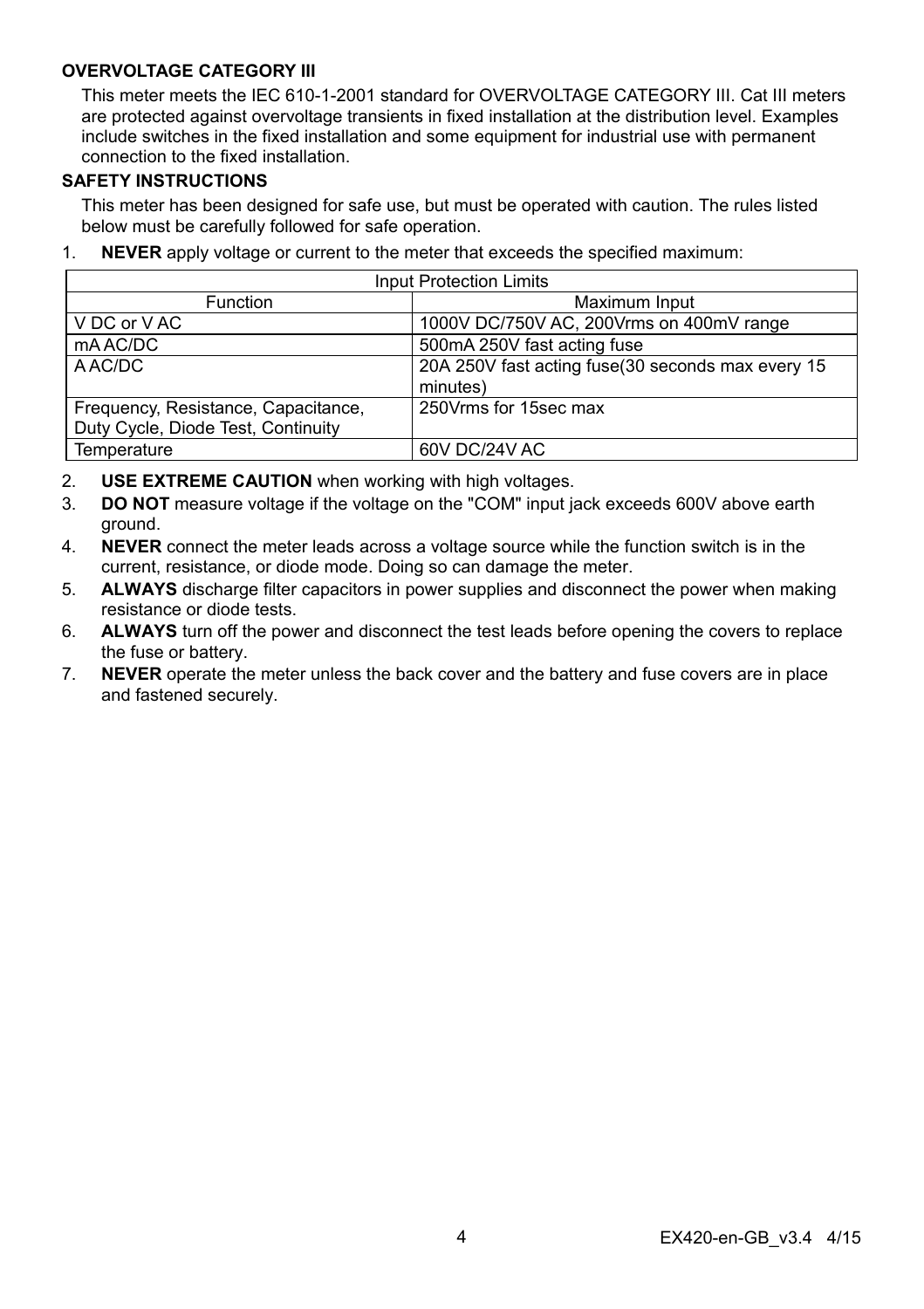**OVERVOLTAGE CATEGORY III**

This meter meets the IEC 610-1-2001 standard for OVERVOLTAGE CATEGORY III. Cat III meters are protected against overvoltage transients in fixed installation at the distribution level. Examples include switches in the fixed installation and some equipment for industrial use with permanent connection to the fixed installation.

**SAFETY INSTRUCTIONS**

This meter has been designed for safe use, but must be operated with caution. The rules listed below must be carefully followed for safe operation.

1. **NEVER** apply voltage or current to the meter that exceeds the specified maximum:

| Input Protection Limits | |
|---|---|
| Function | Maximum Input |
| V DC or V AC | 1000V DC/750V AC, 200Vrms on 400mV range |
| mA AC/DC | 500mA 250V fast acting fuse |
| A AC/DC | 20A 250V fast acting fuse(30 seconds max every 15 minutes) |
| Frequency, Resistance, Capacitance, Duty Cycle, Diode Test, Continuity | 250Vrms for 15sec max |
| Temperature | 60V DC/24V AC |

2. **USE EXTREME CAUTION** when working with high voltages.
3. **DO NOT** measure voltage if the voltage on the "COM" input jack exceeds 600V above earth ground.
4. **NEVER** connect the meter leads across a voltage source while the function switch is in the current, resistance, or diode mode. Doing so can damage the meter.
5. **ALWAYS** discharge filter capacitors in power supplies and disconnect the power when making resistance or diode tests.
6. **ALWAYS** turn off the power and disconnect the test leads before opening the covers to replace the fuse or battery.
7. **NEVER** operate the meter unless the back cover and the battery and fuse covers are in place and fastened securely.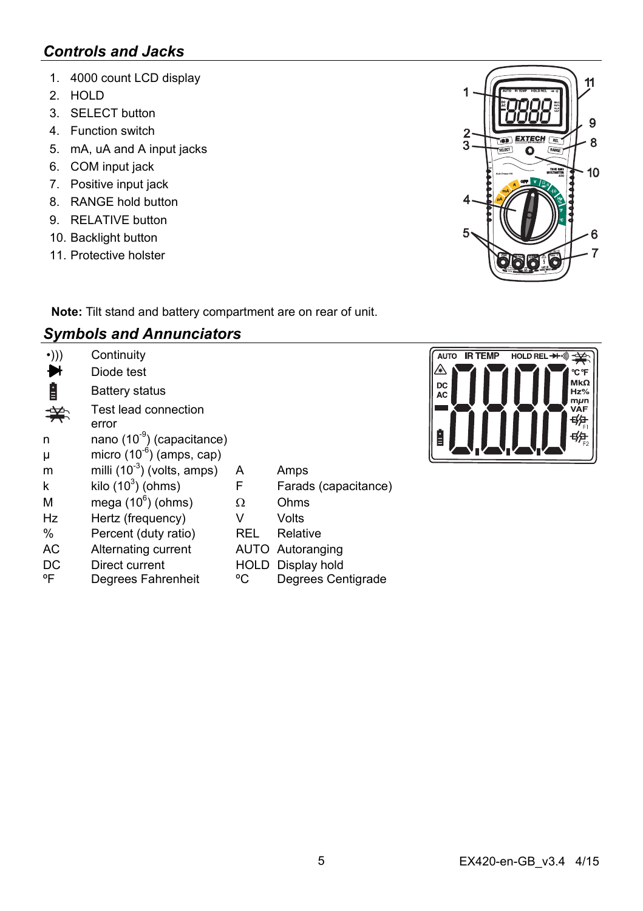## *Controls and Jacks*

1. 4000 count LCD display
2. HOLD
3. SELECT button
4. Function switch
5. mA, uA and A input jacks
6. COM input jack
7. Positive input jack
8. RANGE hold button
9. RELATIVE button
10. Backlight button
11. Protective holster

**Note:** Tilt stand and battery compartment are on rear of unit.

## *Symbols and Annunciators*

| | | | |
|---|---|---|---|
| •))) | Continuity | | |
| (diode symbol) | Diode test | | |
| (battery symbol) | Battery status | | |
| (test lead symbol) | Test lead connection error | | |
| n | nano ($10^{-9}$) (capacitance) | | |
| µ | micro ($10^{-6}$) (amps, cap) | | |
| m | milli ($10^{-3}$) (volts, amps) | A | Amps |
| k | kilo ($10^{3}$) (ohms) | F | Farads (capacitance) |
| M | mega ($10^{6}$) (ohms) | Ω | Ohms |
| Hz | Hertz (frequency) | V | Volts |
| % | Percent (duty ratio) | REL | Relative |
| AC | Alternating current | AUTO | Autoranging |
| DC | Direct current | HOLD | Display hold |
| ºF | Degrees Fahrenheit | ºC | Degrees Centigrade |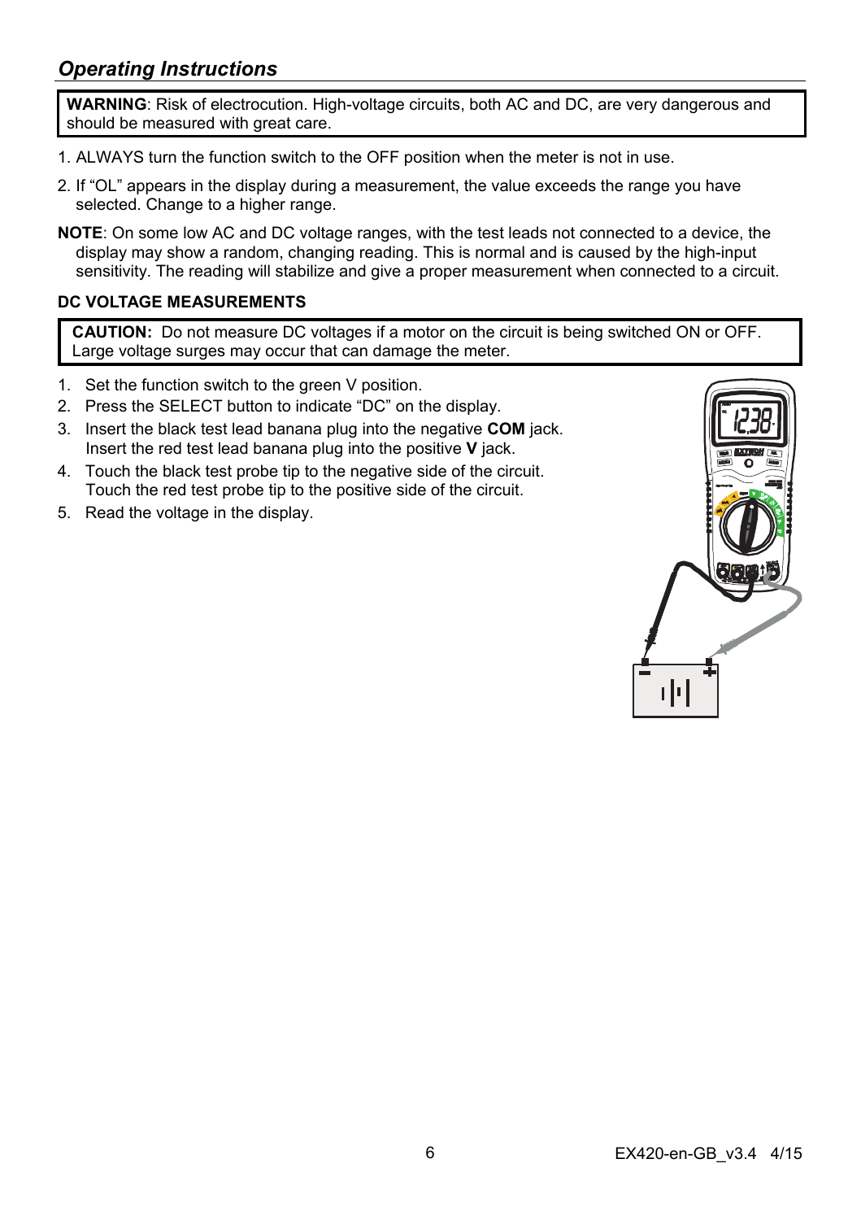## *Operating Instructions*

**WARNING**: Risk of electrocution. High-voltage circuits, both AC and DC, are very dangerous and should be measured with great care.

1. ALWAYS turn the function switch to the OFF position when the meter is not in use.
2. If "OL" appears in the display during a measurement, the value exceeds the range you have selected. Change to a higher range.

**NOTE**: On some low AC and DC voltage ranges, with the test leads not connected to a device, the display may show a random, changing reading. This is normal and is caused by the high-input sensitivity. The reading will stabilize and give a proper measurement when connected to a circuit.

### DC VOLTAGE MEASUREMENTS

**CAUTION:** Do not measure DC voltages if a motor on the circuit is being switched ON or OFF. Large voltage surges may occur that can damage the meter.

1. Set the function switch to the green V position.
2. Press the SELECT button to indicate "DC" on the display.
3. Insert the black test lead banana plug into the negative **COM** jack. Insert the red test lead banana plug into the positive **V** jack.
4. Touch the black test probe tip to the negative side of the circuit. Touch the red test probe tip to the positive side of the circuit.
5. Read the voltage in the display.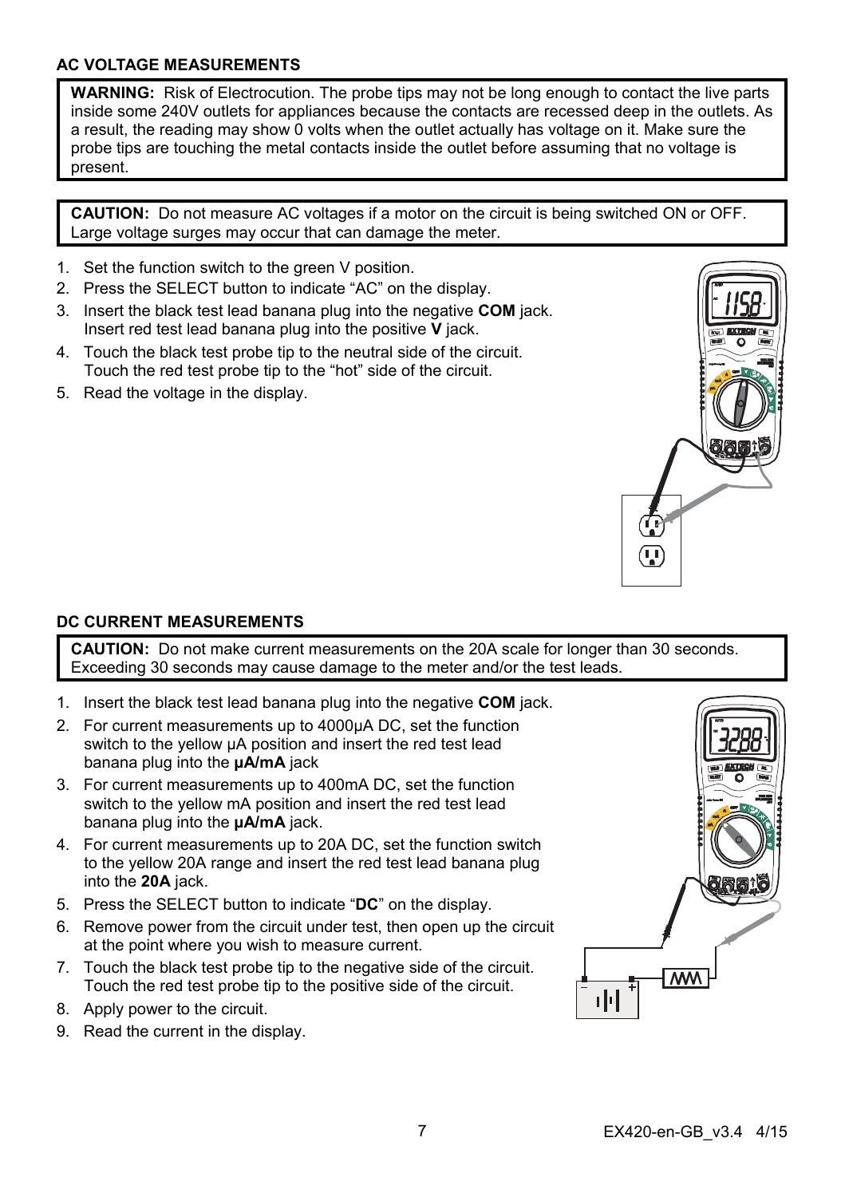### AC VOLTAGE MEASUREMENTS

**WARNING:** Risk of Electrocution. The probe tips may not be long enough to contact the live parts inside some 240V outlets for appliances because the contacts are recessed deep in the outlets. As a result, the reading may show 0 volts when the outlet actually has voltage on it. Make sure the probe tips are touching the metal contacts inside the outlet before assuming that no voltage is present.

**CAUTION:** Do not measure AC voltages if a motor on the circuit is being switched ON or OFF. Large voltage surges may occur that can damage the meter.

1. Set the function switch to the green V position.
2. Press the SELECT button to indicate "AC" on the display.
3. Insert the black test lead banana plug into the negative **COM** jack. Insert red test lead banana plug into the positive **V** jack.
4. Touch the black test probe tip to the neutral side of the circuit. Touch the red test probe tip to the "hot" side of the circuit.
5. Read the voltage in the display.

### DC CURRENT MEASUREMENTS

**CAUTION:** Do not make current measurements on the 20A scale for longer than 30 seconds. Exceeding 30 seconds may cause damage to the meter and/or the test leads.

1. Insert the black test lead banana plug into the negative **COM** jack.
2. For current measurements up to 4000µA DC, set the function switch to the yellow µA position and insert the red test lead banana plug into the **µA/mA** jack
3. For current measurements up to 400mA DC, set the function switch to the yellow mA position and insert the red test lead banana plug into the **µA/mA** jack.
4. For current measurements up to 20A DC, set the function switch to the yellow 20A range and insert the red test lead banana plug into the **20A** jack.
5. Press the SELECT button to indicate "**DC**" on the display.
6. Remove power from the circuit under test, then open up the circuit at the point where you wish to measure current.
7. Touch the black test probe tip to the negative side of the circuit. Touch the red test probe tip to the positive side of the circuit.
8. Apply power to the circuit.
9. Read the current in the display.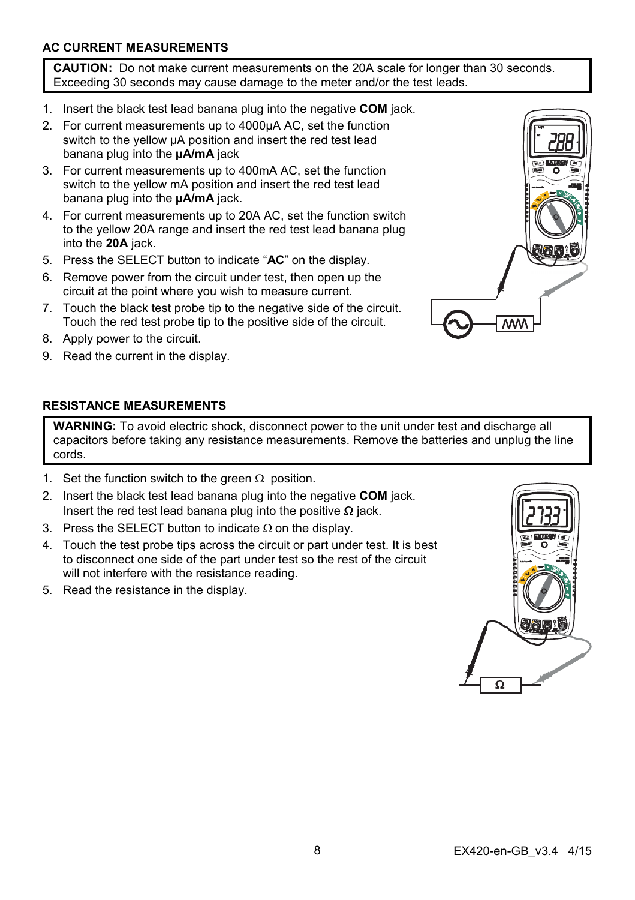## AC CURRENT MEASUREMENTS

**CAUTION:** Do not make current measurements on the 20A scale for longer than 30 seconds. Exceeding 30 seconds may cause damage to the meter and/or the test leads.

1. Insert the black test lead banana plug into the negative **COM** jack.
2. For current measurements up to 4000µA AC, set the function switch to the yellow µA position and insert the red test lead banana plug into the **µA/mA** jack
3. For current measurements up to 400mA AC, set the function switch to the yellow mA position and insert the red test lead banana plug into the **µA/mA** jack.
4. For current measurements up to 20A AC, set the function switch to the yellow 20A range and insert the red test lead banana plug into the **20A** jack.
5. Press the SELECT button to indicate "**AC**" on the display.
6. Remove power from the circuit under test, then open up the circuit at the point where you wish to measure current.
7. Touch the black test probe tip to the negative side of the circuit. Touch the red test probe tip to the positive side of the circuit.
8. Apply power to the circuit.
9. Read the current in the display.

## RESISTANCE MEASUREMENTS

**WARNING:** To avoid electric shock, disconnect power to the unit under test and discharge all capacitors before taking any resistance measurements. Remove the batteries and unplug the line cords.

1. Set the function switch to the green Ω position.
2. Insert the black test lead banana plug into the negative **COM** jack. Insert the red test lead banana plug into the positive Ω jack.
3. Press the SELECT button to indicate Ω on the display.
4. Touch the test probe tips across the circuit or part under test. It is best to disconnect one side of the part under test so the rest of the circuit will not interfere with the resistance reading.
5. Read the resistance in the display.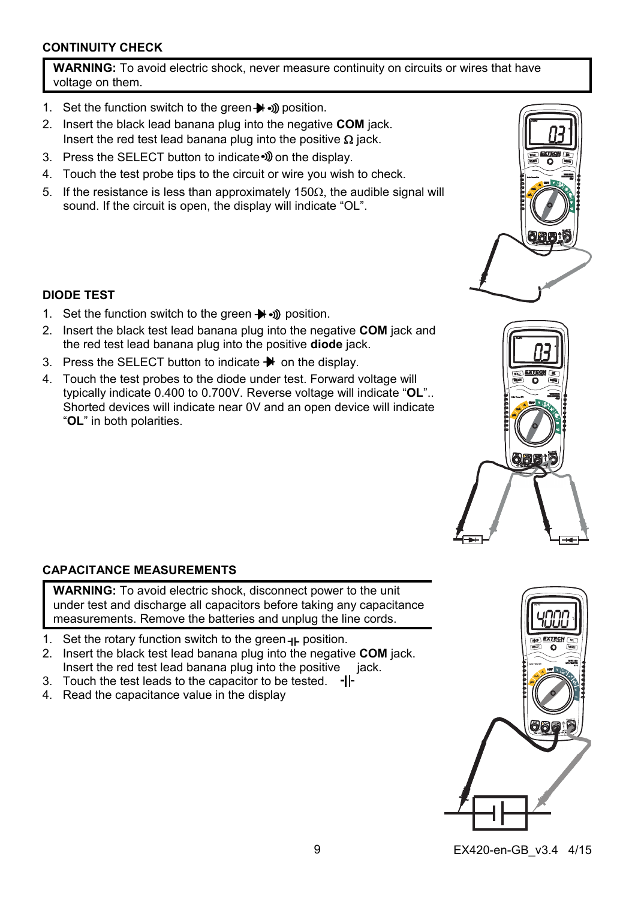## CONTINUITY CHECK

**WARNING:** To avoid electric shock, never measure continuity on circuits or wires that have voltage on them.

1. Set the function switch to the green ➔|· ·))) position.
2. Insert the black lead banana plug into the negative **COM** jack. Insert the red test lead banana plug into the positive Ω jack.
3. Press the SELECT button to indicate ·))) on the display.
4. Touch the test probe tips to the circuit or wire you wish to check.
5. If the resistance is less than approximately 150Ω, the audible signal will sound. If the circuit is open, the display will indicate "OL".

## DIODE TEST

1. Set the function switch to the green ➔| ·))) position.
2. Insert the black test lead banana plug into the negative **COM** jack and the red test lead banana plug into the positive **diode** jack.
3. Press the SELECT button to indicate ➔| on the display.
4. Touch the test probes to the diode under test. Forward voltage will typically indicate 0.400 to 0.700V. Reverse voltage will indicate "**OL**".. Shorted devices will indicate near 0V and an open device will indicate "**OL**" in both polarities.

## CAPACITANCE MEASUREMENTS

**WARNING:** To avoid electric shock, disconnect power to the unit under test and discharge all capacitors before taking any capacitance measurements. Remove the batteries and unplug the line cords.

1. Set the rotary function switch to the green ⊣⊢ position.
2. Insert the black test lead banana plug into the negative **COM** jack. Insert the red test lead banana plug into the positive jack.
3. Touch the test leads to the capacitor to be tested. ⊣⊢
4. Read the capacitance value in the display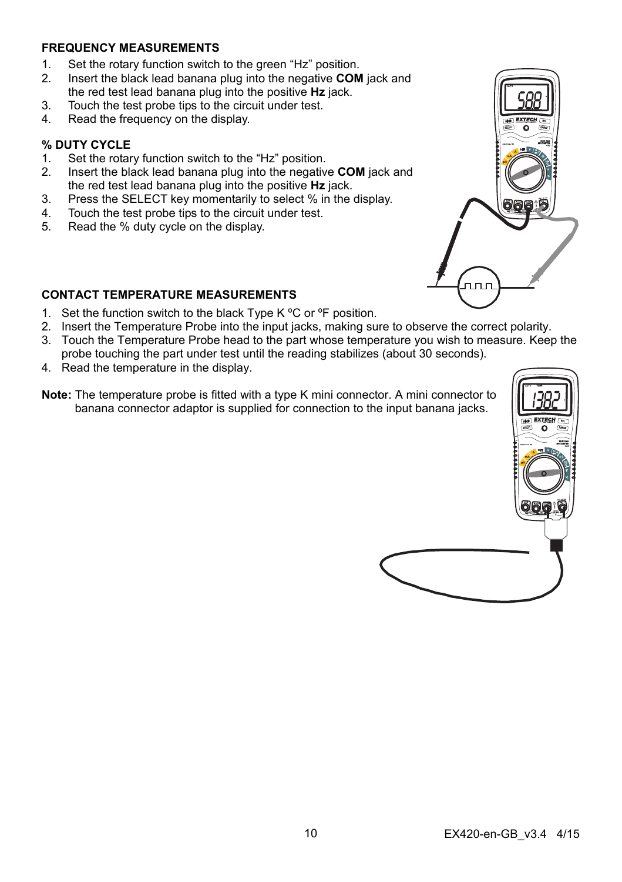## FREQUENCY MEASUREMENTS

1. Set the rotary function switch to the green “Hz” position.
2. Insert the black lead banana plug into the negative **COM** jack and the red test lead banana plug into the positive **Hz** jack.
3. Touch the test probe tips to the circuit under test.
4. Read the frequency on the display.

## % DUTY CYCLE

1. Set the rotary function switch to the “Hz” position.
2. Insert the black lead banana plug into the negative **COM** jack and the red test lead banana plug into the positive **Hz** jack.
3. Press the SELECT key momentarily to select % in the display.
4. Touch the test probe tips to the circuit under test.
5. Read the % duty cycle on the display.

## CONTACT TEMPERATURE MEASUREMENTS

1. Set the function switch to the black Type K ºC or ºF position.
2. Insert the Temperature Probe into the input jacks, making sure to observe the correct polarity.
3. Touch the Temperature Probe head to the part whose temperature you wish to measure. Keep the probe touching the part under test until the reading stabilizes (about 30 seconds).
4. Read the temperature in the display.

**Note:** The temperature probe is fitted with a type K mini connector. A mini connector to banana connector adaptor is supplied for connection to the input banana jacks.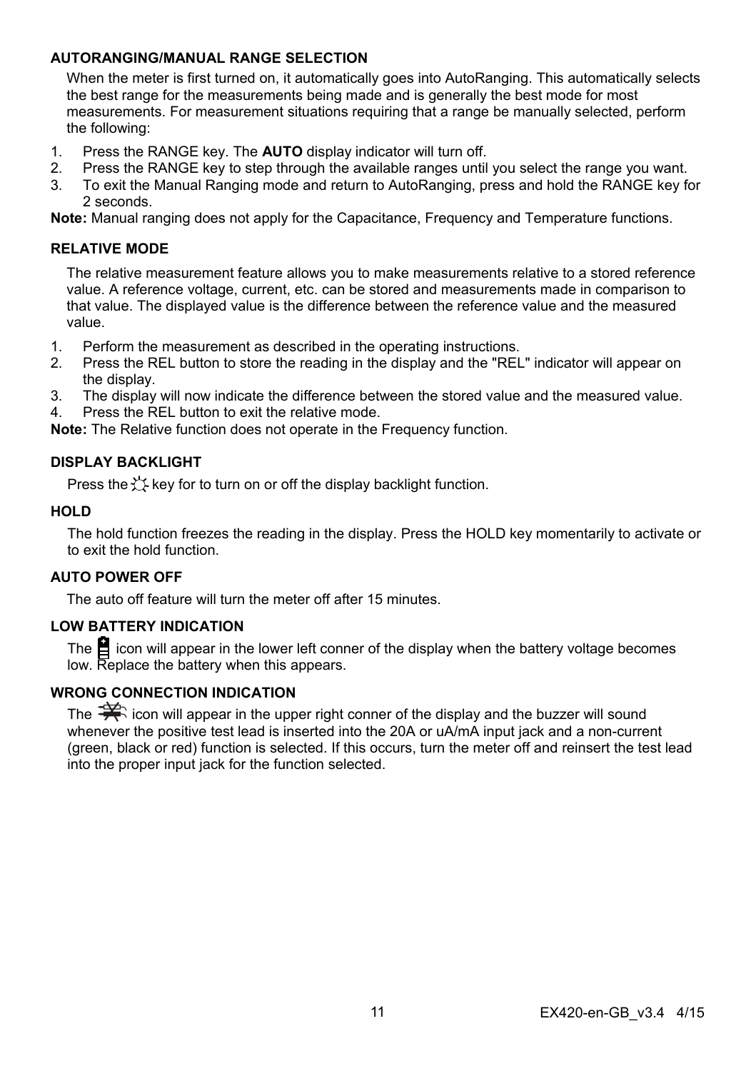## AUTORANGING/MANUAL RANGE SELECTION

When the meter is first turned on, it automatically goes into AutoRanging. This automatically selects the best range for the measurements being made and is generally the best mode for most measurements. For measurement situations requiring that a range be manually selected, perform the following:

1. Press the RANGE key. The **AUTO** display indicator will turn off.
2. Press the RANGE key to step through the available ranges until you select the range you want.
3. To exit the Manual Ranging mode and return to AutoRanging, press and hold the RANGE key for 2 seconds.

**Note:** Manual ranging does not apply for the Capacitance, Frequency and Temperature functions.

## RELATIVE MODE

The relative measurement feature allows you to make measurements relative to a stored reference value. A reference voltage, current, etc. can be stored and measurements made in comparison to that value. The displayed value is the difference between the reference value and the measured value.

1. Perform the measurement as described in the operating instructions.
2. Press the REL button to store the reading in the display and the "REL" indicator will appear on the display.
3. The display will now indicate the difference between the stored value and the measured value.
4. Press the REL button to exit the relative mode.

**Note:** The Relative function does not operate in the Frequency function.

## DISPLAY BACKLIGHT

Press the ☼ key for to turn on or off the display backlight function.

## HOLD

The hold function freezes the reading in the display. Press the HOLD key momentarily to activate or to exit the hold function.

## AUTO POWER OFF

The auto off feature will turn the meter off after 15 minutes.

## LOW BATTERY INDICATION

The battery icon will appear in the lower left conner of the display when the battery voltage becomes low. Replace the battery when this appears.

## WRONG CONNECTION INDICATION

The wrong connection icon will appear in the upper right conner of the display and the buzzer will sound whenever the positive test lead is inserted into the 20A or uA/mA input jack and a non-current (green, black or red) function is selected. If this occurs, turn the meter off and reinsert the test lead into the proper input jack for the function selected.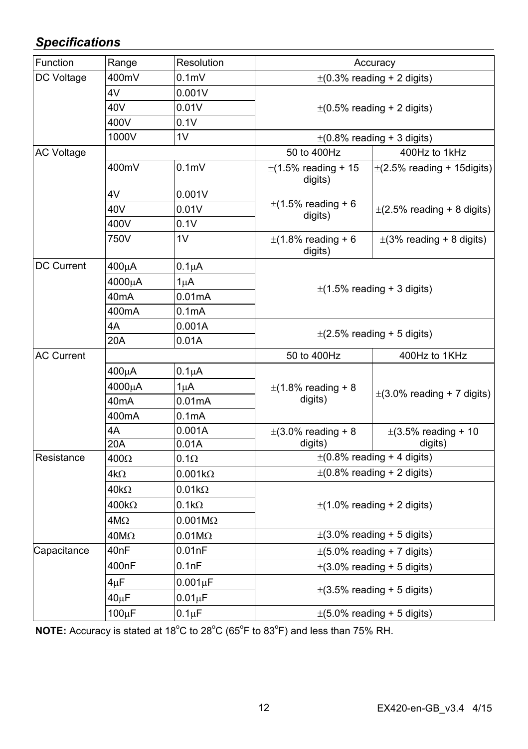## *Specifications*

| Function | Range | Resolution | Accuracy | |
|---|---|---|---|---|
| DC Voltage | 400mV | 0.1mV | ±(0.3% reading + 2 digits) | |
| | 4V | 0.001V | ±(0.5% reading + 2 digits) | |
| | 40V | 0.01V | | |
| | 400V | 0.1V | | |
| | 1000V | 1V | ±(0.8% reading + 3 digits) | |
| AC Voltage | | | 50 to 400Hz | 400Hz to 1kHz |
| | 400mV | 0.1mV | ±(1.5% reading + 15 digits) | ±(2.5% reading + 15digits) |
| | 4V | 0.001V | ±(1.5% reading + 6 digits) | ±(2.5% reading + 8 digits) |
| | 40V | 0.01V | | |
| | 400V | 0.1V | | |
| | 750V | 1V | ±(1.8% reading + 6 digits) | ±(3% reading + 8 digits) |
| DC Current | 400μA | 0.1μA | ±(1.5% reading + 3 digits) | |
| | 4000μA | 1μA | | |
| | 40mA | 0.01mA | | |
| | 400mA | 0.1mA | | |
| | 4A | 0.001A | ±(2.5% reading + 5 digits) | |
| | 20A | 0.01A | | |
| AC Current | | | 50 to 400Hz | 400Hz to 1KHz |
| | 400μA | 0.1μA | ±(1.8% reading + 8 digits) | ±(3.0% reading + 7 digits) |
| | 4000μA | 1μA | | |
| | 40mA | 0.01mA | | |
| | 400mA | 0.1mA | | |
| | 4A | 0.001A | ±(3.0% reading + 8 digits) | ±(3.5% reading + 10 digits) |
| | 20A | 0.01A | | |
| Resistance | 400Ω | 0.1Ω | ±(0.8% reading + 4 digits) | |
| | 4kΩ | 0.001kΩ | ±(0.8% reading + 2 digits) | |
| | 40kΩ | 0.01kΩ | ±(1.0% reading + 2 digits) | |
| | 400kΩ | 0.1kΩ | | |
| | 4MΩ | 0.001MΩ | | |
| | 40MΩ | 0.01MΩ | ±(3.0% reading + 5 digits) | |
| Capacitance | 40nF | 0.01nF | ±(5.0% reading + 7 digits) | |
| | 400nF | 0.1nF | ±(3.0% reading + 5 digits) | |
| | 4μF | 0.001μF | ±(3.5% reading + 5 digits) | |
| | 40μF | 0.01μF | | |
| | 100μF | 0.1μF | ±(5.0% reading + 5 digits) | |

**NOTE:** Accuracy is stated at 18°C to 28°C (65°F to 83°F) and less than 75% RH.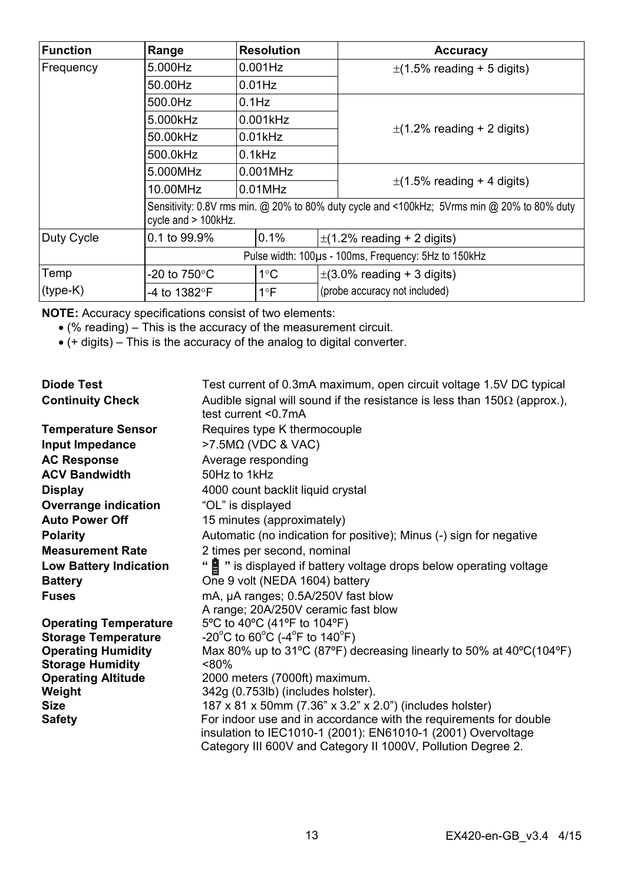| Function | Range | Resolution | Accuracy |
|---|---|---|---|
| Frequency | 5.000Hz | 0.001Hz | ±(1.5% reading + 5 digits) |
| | 50.00Hz | 0.01Hz | |
| | 500.0Hz | 0.1Hz | ±(1.2% reading + 2 digits) |
| | 5.000kHz | 0.001kHz | |
| | 50.00kHz | 0.01kHz | |
| | 500.0kHz | 0.1kHz | |
| | 5.000MHz | 0.001MHz | ±(1.5% reading + 4 digits) |
| | 10.00MHz | 0.01MHz | |
| | Sensitivity: 0.8V rms min. @ 20% to 80% duty cycle and <100kHz; 5Vrms min @ 20% to 80% duty cycle and > 100kHz. | | |
| Duty Cycle | 0.1 to 99.9% | 0.1% | ±(1.2% reading + 2 digits) |
| | Pulse width: 100µs - 100ms, Frequency: 5Hz to 150kHz | | |
| Temp (type-K) | -20 to 750°C | 1°C | ±(3.0% reading + 3 digits) |
| | -4 to 1382°F | 1°F | (probe accuracy not included) |

**NOTE:** Accuracy specifications consist of two elements:

- (% reading) – This is the accuracy of the measurement circuit.
- (+ digits) – This is the accuracy of the analog to digital converter.

| | |
|---|---|
| **Diode Test** | Test current of 0.3mA maximum, open circuit voltage 1.5V DC typical |
| **Continuity Check** | Audible signal will sound if the resistance is less than 150Ω (approx.), test current <0.7mA |
| **Temperature Sensor** | Requires type K thermocouple |
| **Input Impedance** | >7.5MΩ (VDC & VAC) |
| **AC Response** | Average responding |
| **ACV Bandwidth** | 50Hz to 1kHz |
| **Display** | 4000 count backlit liquid crystal |
| **Overrange indication** | "OL" is displayed |
| **Auto Power Off** | 15 minutes (approximately) |
| **Polarity** | Automatic (no indication for positive); Minus (-) sign for negative |
| **Measurement Rate** | 2 times per second, nominal |
| **Low Battery Indication** | " 🔋 " is displayed if battery voltage drops below operating voltage |
| **Battery** | One 9 volt (NEDA 1604) battery |
| **Fuses** | mA, µA ranges; 0.5A/250V fast blow<br>A range; 20A/250V ceramic fast blow |
| **Operating Temperature** | 5ºC to 40ºC (41ºF to 104ºF) |
| **Storage Temperature** | -20°C to 60°C (-4°F to 140°F) |
| **Operating Humidity** | Max 80% up to 31ºC (87ºF) decreasing linearly to 50% at 40ºC(104ºF) |
| **Storage Humidity** | <80% |
| **Operating Altitude** | 2000 meters (7000ft) maximum. |
| **Weight** | 342g (0.753lb) (includes holster). |
| **Size** | 187 x 81 x 50mm (7.36" x 3.2" x 2.0") (includes holster) |
| **Safety** | For indoor use and in accordance with the requirements for double insulation to IEC1010-1 (2001): EN61010-1 (2001) Overvoltage Category III 600V and Category II 1000V, Pollution Degree 2. |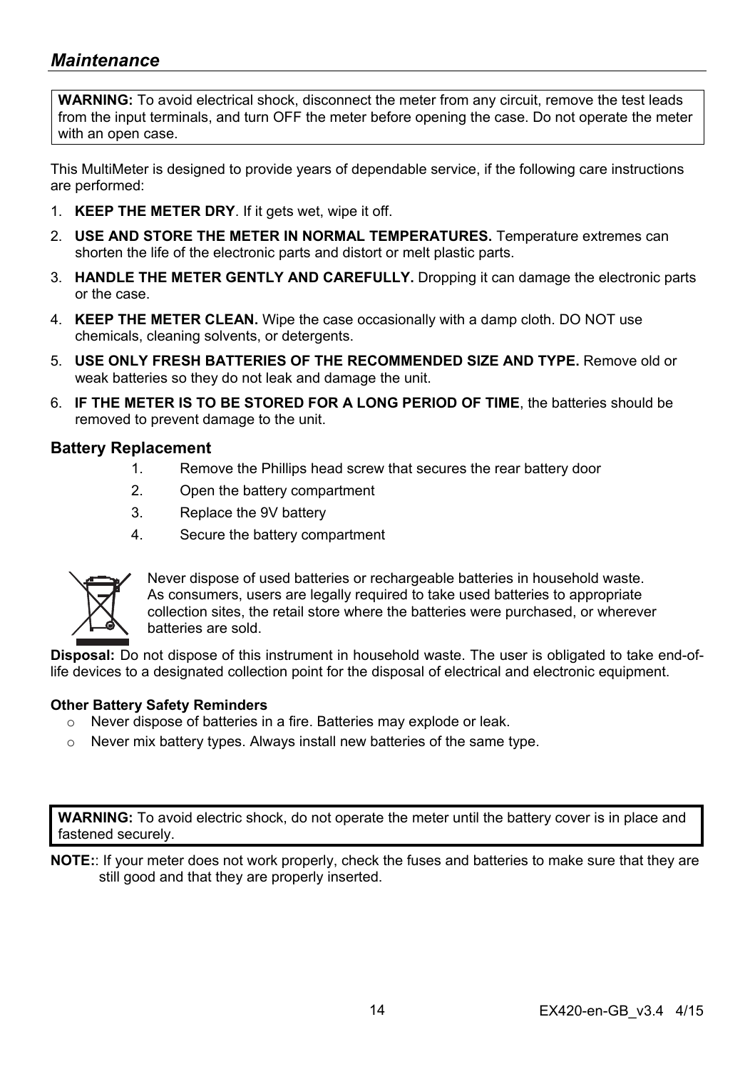## *Maintenance*

**WARNING:** To avoid electrical shock, disconnect the meter from any circuit, remove the test leads from the input terminals, and turn OFF the meter before opening the case. Do not operate the meter with an open case.

This MultiMeter is designed to provide years of dependable service, if the following care instructions are performed:

1. **KEEP THE METER DRY**. If it gets wet, wipe it off.
2. **USE AND STORE THE METER IN NORMAL TEMPERATURES.** Temperature extremes can shorten the life of the electronic parts and distort or melt plastic parts.
3. **HANDLE THE METER GENTLY AND CAREFULLY.** Dropping it can damage the electronic parts or the case.
4. **KEEP THE METER CLEAN.** Wipe the case occasionally with a damp cloth. DO NOT use chemicals, cleaning solvents, or detergents.
5. **USE ONLY FRESH BATTERIES OF THE RECOMMENDED SIZE AND TYPE.** Remove old or weak batteries so they do not leak and damage the unit.
6. **IF THE METER IS TO BE STORED FOR A LONG PERIOD OF TIME**, the batteries should be removed to prevent damage to the unit.

### Battery Replacement

1. Remove the Phillips head screw that secures the rear battery door
2. Open the battery compartment
3. Replace the 9V battery
4. Secure the battery compartment

Never dispose of used batteries or rechargeable batteries in household waste. As consumers, users are legally required to take used batteries to appropriate collection sites, the retail store where the batteries were purchased, or wherever batteries are sold.

**Disposal:** Do not dispose of this instrument in household waste. The user is obligated to take end-of-life devices to a designated collection point for the disposal of electrical and electronic equipment.

**Other Battery Safety Reminders**

- Never dispose of batteries in a fire. Batteries may explode or leak.
- Never mix battery types. Always install new batteries of the same type.

**WARNING:** To avoid electric shock, do not operate the meter until the battery cover is in place and fastened securely.

**NOTE:**: If your meter does not work properly, check the fuses and batteries to make sure that they are still good and that they are properly inserted.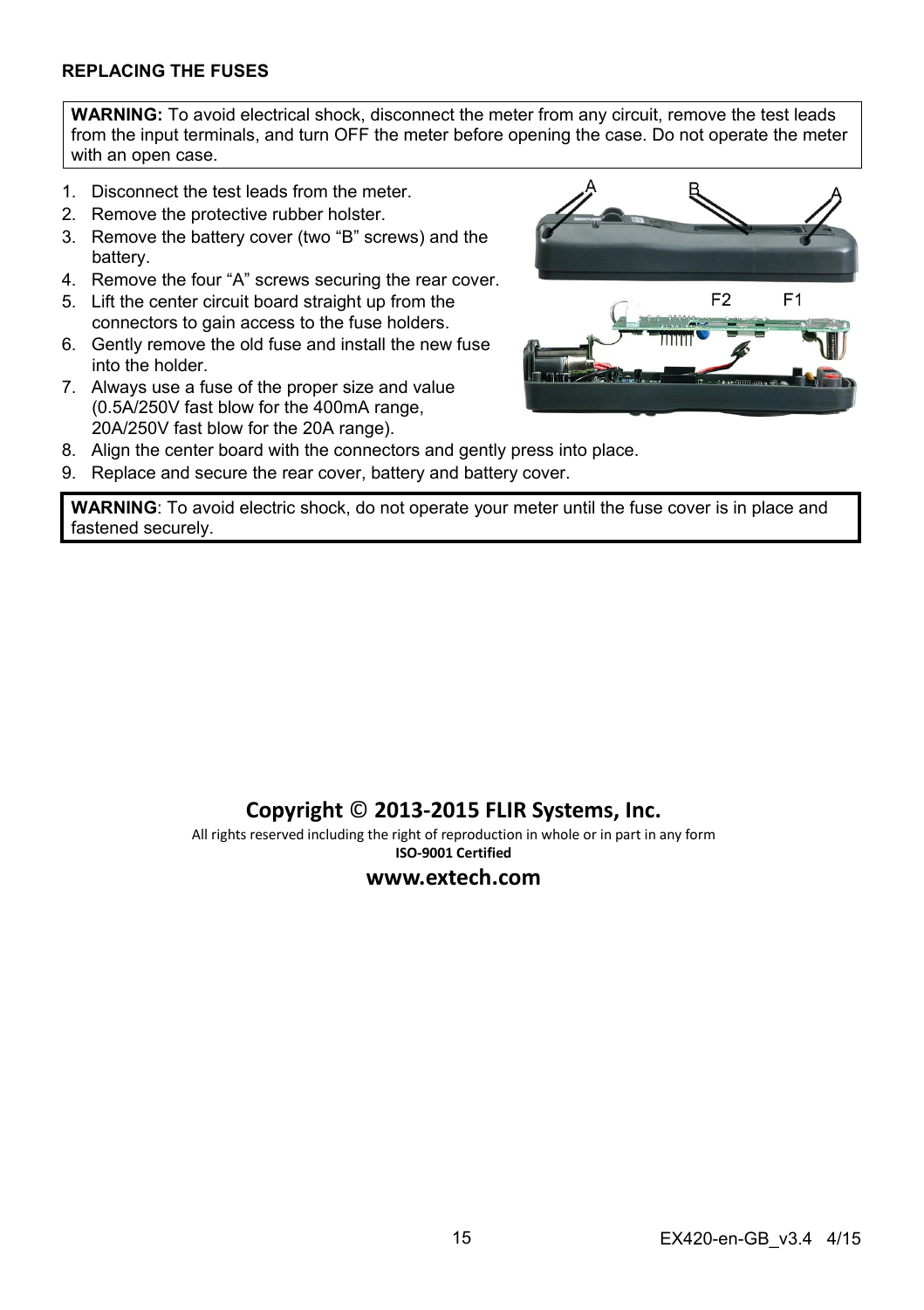### REPLACING THE FUSES

**WARNING:** To avoid electrical shock, disconnect the meter from any circuit, remove the test leads from the input terminals, and turn OFF the meter before opening the case. Do not operate the meter with an open case.

1. Disconnect the test leads from the meter.
2. Remove the protective rubber holster.
3. Remove the battery cover (two “B” screws) and the battery.
4. Remove the four “A” screws securing the rear cover.
5. Lift the center circuit board straight up from the connectors to gain access to the fuse holders.
6. Gently remove the old fuse and install the new fuse into the holder.
7. Always use a fuse of the proper size and value (0.5A/250V fast blow for the 400mA range, 20A/250V fast blow for the 20A range).
8. Align the center board with the connectors and gently press into place.
9. Replace and secure the rear cover, battery and battery cover.

A B A

F2 F1

**WARNING**: To avoid electric shock, do not operate your meter until the fuse cover is in place and fastened securely.

**Copyright © 2013-2015 FLIR Systems, Inc.**

All rights reserved including the right of reproduction in whole or in part in any form

**ISO-9001 Certified**

**www.extech.com**

EX420-en-GB_v3.4 4/15